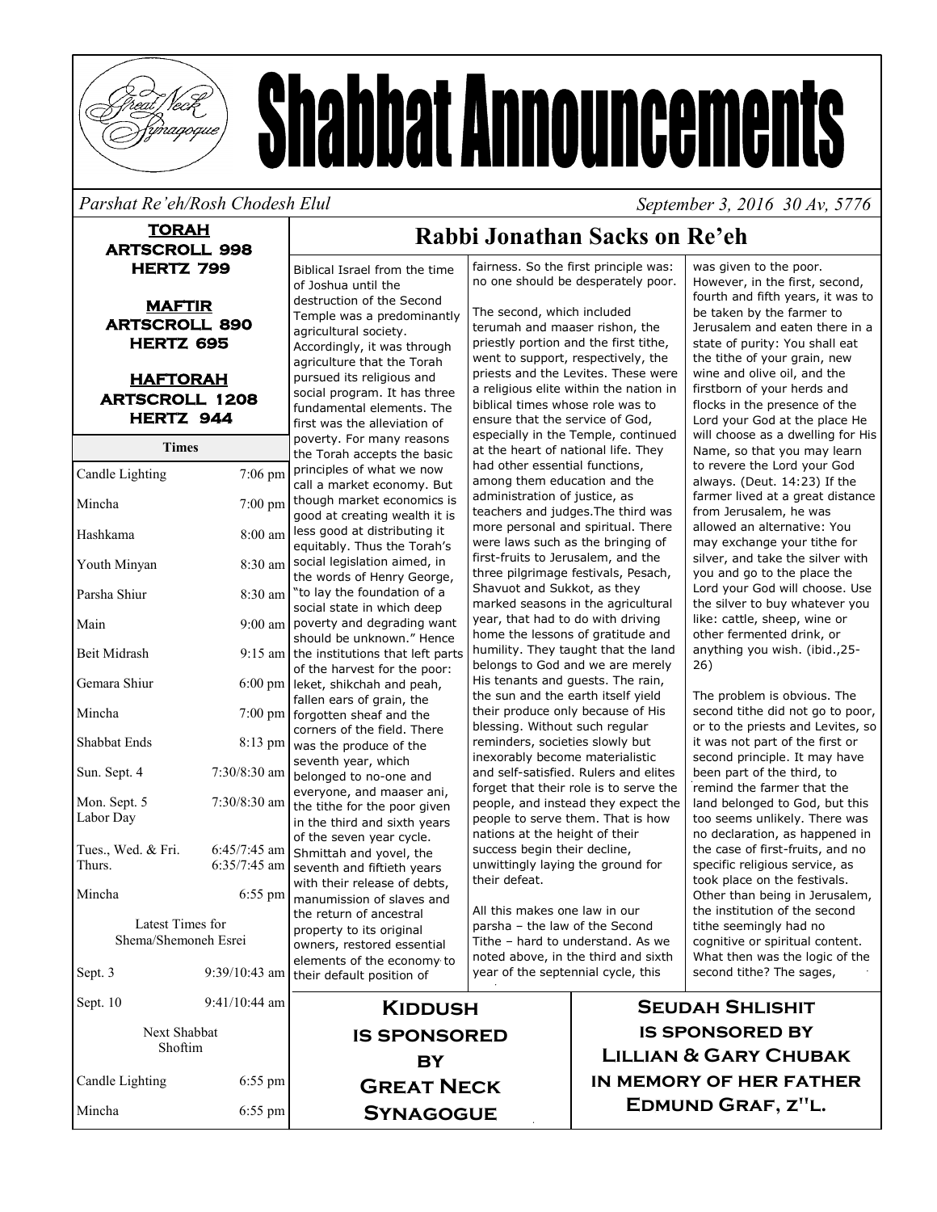# Shabbat Announcements

*Parshat Re'eh/Rosh Chodesh Elul* *September 3, 2016 30 Av, 5776*

**TORAH**
**ARTSCROLL 998**
**HERTZ 799**

**MAFTIR**
**ARTSCROLL 890**
**HERTZ 695**

**HAFTORAH**
**ARTSCROLL 1208**
**HERTZ 944**

| Times | |
|---|---|
| Candle Lighting | 7:06 pm |
| Mincha | 7:00 pm |
| Hashkama | 8:00 am |
| Youth Minyan | 8:30 am |
| Parsha Shiur | 8:30 am |
| Main | 9:00 am |
| Beit Midrash | 9:15 am |
| Gemara Shiur | 6:00 pm |
| Mincha | 7:00 pm |
| Shabbat Ends | 8:13 pm |
| Sun. Sept. 4 | 7:30/8:30 am |
| Mon. Sept. 5 Labor Day | 7:30/8:30 am |
| Tues., Wed. & Fri. | 6:45/7:45 am |
| Thurs. | 6:35/7:45 am |
| Mincha | 6:55 pm |
| Latest Times for Shema/Shemoneh Esrei | |
| Sept. 3 | 9:39/10:43 am |
| Sept. 10 | 9:41/10:44 am |
| Next Shabbat Shoftim | |
| Candle Lighting | 6:55 pm |
| Mincha | 6:55 pm |

## Rabbi Jonathan Sacks on Re'eh

Biblical Israel from the time of Joshua until the destruction of the Second Temple was a predominantly agricultural society. Accordingly, it was through agriculture that the Torah pursued its religious and social program. It has three fundamental elements. The first was the alleviation of poverty. For many reasons the Torah accepts the basic principles of what we now call a market economy. But though market economics is good at creating wealth it is less good at distributing it equitably. Thus the Torah's social legislation aimed, in the words of Henry George, "to lay the foundation of a social state in which deep poverty and degrading want should be unknown." Hence the institutions that left parts of the harvest for the poor: leket, shikchah and peah, fallen ears of grain, the forgotten sheaf and the corners of the field. There was the produce of the seventh year, which belonged to no-one and everyone, and maaser ani, the tithe for the poor given in the third and sixth years of the seven year cycle. Shmittah and yovel, the seventh and fiftieth years with their release of debts, manumission of slaves and the return of ancestral property to its original owners, restored essential elements of the economy to their default position of fairness. So the first principle was: no one should be desperately poor.

The second, which included terumah and maaser rishon, the priestly portion and the first tithe, went to support, respectively, the priests and the Levites. These were a religious elite within the nation in biblical times whose role was to ensure that the service of God, especially in the Temple, continued at the heart of national life. They had other essential functions, among them education and the administration of justice, as teachers and judges.The third was more personal and spiritual. There were laws such as the bringing of first-fruits to Jerusalem, and the three pilgrimage festivals, Pesach, Shavuot and Sukkot, as they marked seasons in the agricultural year, that had to do with driving home the lessons of gratitude and humility. They taught that the land belongs to God and we are merely His tenants and guests. The rain, the sun and the earth itself yield their produce only because of His blessing. Without such regular reminders, societies slowly but inexorably become materialistic and self-satisfied. Rulers and elites forget that their role is to serve the people, and instead they expect the people to serve them. That is how nations at the height of their success begin their decline, unwittingly laying the ground for their defeat.

All this makes one law in our parsha – the law of the Second Tithe – hard to understand. As we noted above, in the third and sixth year of the septennial cycle, this was given to the poor. However, in the first, second, fourth and fifth years, it was to be taken by the farmer to Jerusalem and eaten there in a state of purity: You shall eat the tithe of your grain, new wine and olive oil, and the firstborn of your herds and flocks in the presence of the Lord your God at the place He will choose as a dwelling for His Name, so that you may learn to revere the Lord your God always. (Deut. 14:23) If the farmer lived at a great distance from Jerusalem, he was allowed an alternative: You may exchange your tithe for silver, and take the silver with you and go to the place the Lord your God will choose. Use the silver to buy whatever you like: cattle, sheep, wine or other fermented drink, or anything you wish. (ibid.,25-26)

The problem is obvious. The second tithe did not go to poor, or to the priests and Levites, so it was not part of the first or second principle. It may have been part of the third, to remind the farmer that the land belonged to God, but this too seems unlikely. There was no declaration, as happened in the case of first-fruits, and no specific religious service, as took place on the festivals. Other than being in Jerusalem, the institution of the second tithe seemingly had no cognitive or spiritual content. What then was the logic of the second tithe? The sages,

**Kiddush**
**is sponsored**
**by**
**Great Neck**
**Synagogue**

**Seudah Shlishit**
**is sponsored by**
**Lillian & Gary Chubak**
**in memory of her father**
**Edmund Graf, z"l.**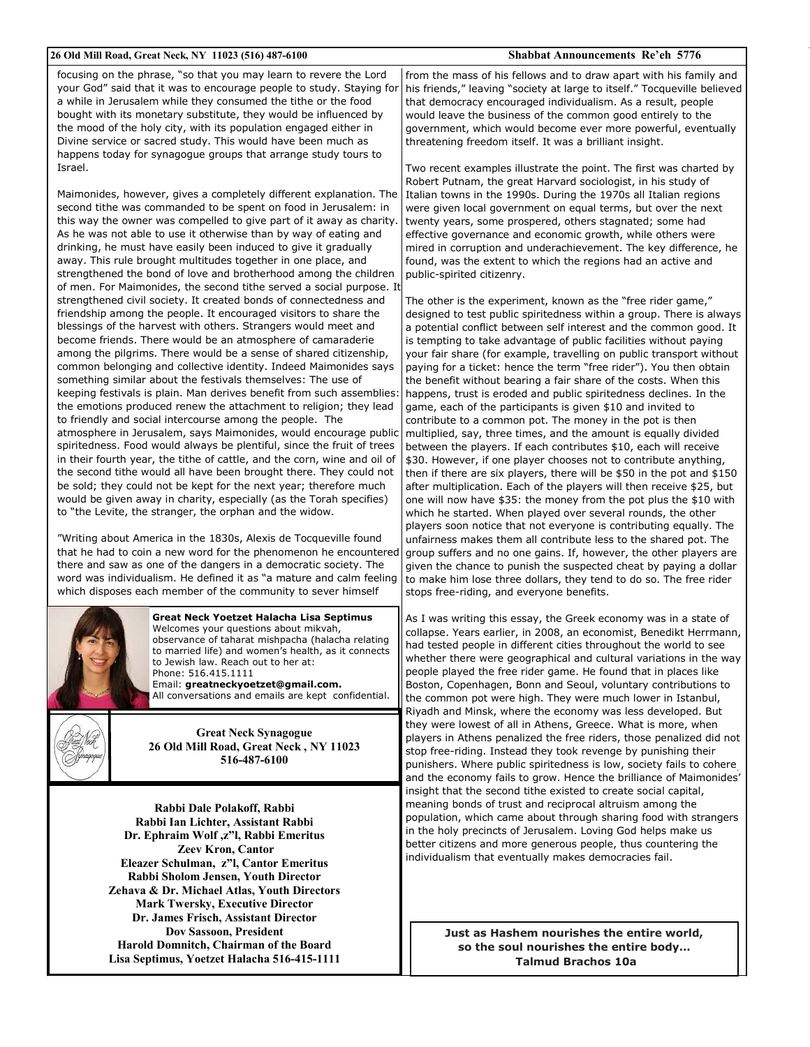focusing on the phrase, "so that you may learn to revere the Lord your God" said that it was to encourage people to study. Staying for a while in Jerusalem while they consumed the tithe or the food bought with its monetary substitute, they would be influenced by the mood of the holy city, with its population engaged either in Divine service or sacred study. This would have been much as happens today for synagogue groups that arrange study tours to Israel.

Maimonides, however, gives a completely different explanation. The second tithe was commanded to be spent on food in Jerusalem: in this way the owner was compelled to give part of it away as charity. As he was not able to use it otherwise than by way of eating and drinking, he must have easily been induced to give it gradually away. This rule brought multitudes together in one place, and strengthened the bond of love and brotherhood among the children of men. For Maimonides, the second tithe served a social purpose. It strengthened civil society. It created bonds of connectedness and friendship among the people. It encouraged visitors to share the blessings of the harvest with others. Strangers would meet and become friends. There would be an atmosphere of camaraderie among the pilgrims. There would be a sense of shared citizenship, common belonging and collective identity. Indeed Maimonides says something similar about the festivals themselves: The use of keeping festivals is plain. Man derives benefit from such assemblies: the emotions produced renew the attachment to religion; they lead to friendly and social intercourse among the people. The atmosphere in Jerusalem, says Maimonides, would encourage public spiritedness. Food would always be plentiful, since the fruit of trees in their fourth year, the tithe of cattle, and the corn, wine and oil of the second tithe would all have been brought there. They could not be sold; they could not be kept for the next year; therefore much would be given away in charity, especially (as the Torah specifies) to "the Levite, the stranger, the orphan and the widow.

"Writing about America in the 1830s, Alexis de Tocqueville found that he had to coin a new word for the phenomenon he encountered there and saw as one of the dangers in a democratic society. The word was individualism. He defined it as "a mature and calm feeling which disposes each member of the community to sever himself from the mass of his fellows and to draw apart with his family and his friends," leaving "society at large to itself." Tocqueville believed that democracy encouraged individualism. As a result, people would leave the business of the common good entirely to the government, which would become ever more powerful, eventually threatening freedom itself. It was a brilliant insight.

Two recent examples illustrate the point. The first was charted by Robert Putnam, the great Harvard sociologist, in his study of Italian towns in the 1990s. During the 1970s all Italian regions were given local government on equal terms, but over the next twenty years, some prospered, others stagnated; some had effective governance and economic growth, while others were mired in corruption and underachievement. The key difference, he found, was the extent to which the regions had an active and public-spirited citizenry.

The other is the experiment, known as the "free rider game," designed to test public spiritedness within a group. There is always a potential conflict between self interest and the common good. It is tempting to take advantage of public facilities without paying your fair share (for example, travelling on public transport without paying for a ticket: hence the term "free rider"). You then obtain the benefit without bearing a fair share of the costs. When this happens, trust is eroded and public spiritedness declines. In the game, each of the participants is given $10 and invited to contribute to a common pot. The money in the pot is then multiplied, say, three times, and the amount is equally divided between the players. If each contributes $10, each will receive $30. However, if one player chooses not to contribute anything, then if there are six players, there will be $50 in the pot and $150 after multiplication. Each of the players will then receive $25, but one will now have $35: the money from the pot plus the $10 with which he started. When played over several rounds, the other players soon notice that not everyone is contributing equally. The unfairness makes them all contribute less to the shared pot. The group suffers and no one gains. If, however, the other players are given the chance to punish the suspected cheat by paying a dollar to make him lose three dollars, they tend to do so. The free rider stops free-riding, and everyone benefits.

As I was writing this essay, the Greek economy was in a state of collapse. Years earlier, in 2008, an economist, Benedikt Herrmann, had tested people in different cities throughout the world to see whether there were geographical and cultural variations in the way people played the free rider game. He found that in places like Boston, Copenhagen, Bonn and Seoul, voluntary contributions to the common pot were high. They were much lower in Istanbul, Riyadh and Minsk, where the economy was less developed. But they were lowest of all in Athens, Greece. What is more, when players in Athens penalized the free riders, those penalized did not stop free-riding. Instead they took revenge by punishing their punishers. Where public spiritedness is low, society fails to cohere and the economy fails to grow. Hence the brilliance of Maimonides' insight that the second tithe existed to create social capital, meaning bonds of trust and reciprocal altruism among the population, which came about through sharing food with strangers in the holy precincts of Jerusalem. Loving God helps make us better citizens and more generous people, thus countering the individualism that eventually makes democracies fail.

**Great Neck Yoetzet Halacha Lisa Septimus**
Welcomes your questions about mikvah, observance of taharat mishpacha (halacha relating to married life) and women's health, as it connects to Jewish law. Reach out to her at:
Phone: 516.415.1111
Email: **greatneckyoetzet@gmail.com.**
All conversations and emails are kept confidential.

**Great Neck Synagogue**
**26 Old Mill Road, Great Neck , NY 11023**
**516-487-6100**

**Rabbi Dale Polakoff, Rabbi**
**Rabbi Ian Lichter, Assistant Rabbi**
**Dr. Ephraim Wolf ,z"l, Rabbi Emeritus**
**Zeev Kron, Cantor**
**Eleazer Schulman, z"l, Cantor Emeritus**
**Rabbi Sholom Jensen, Youth Director**
**Zehava & Dr. Michael Atlas, Youth Directors**
**Mark Twersky, Executive Director**
**Dr. James Frisch, Assistant Director**
**Dov Sassoon, President**
**Harold Domnitch, Chairman of the Board**
**Lisa Septimus, Yoetzet Halacha 516-415-1111**

**Just as Hashem nourishes the entire world,**
**so the soul nourishes the entire body…**
**Talmud Brachos 10a**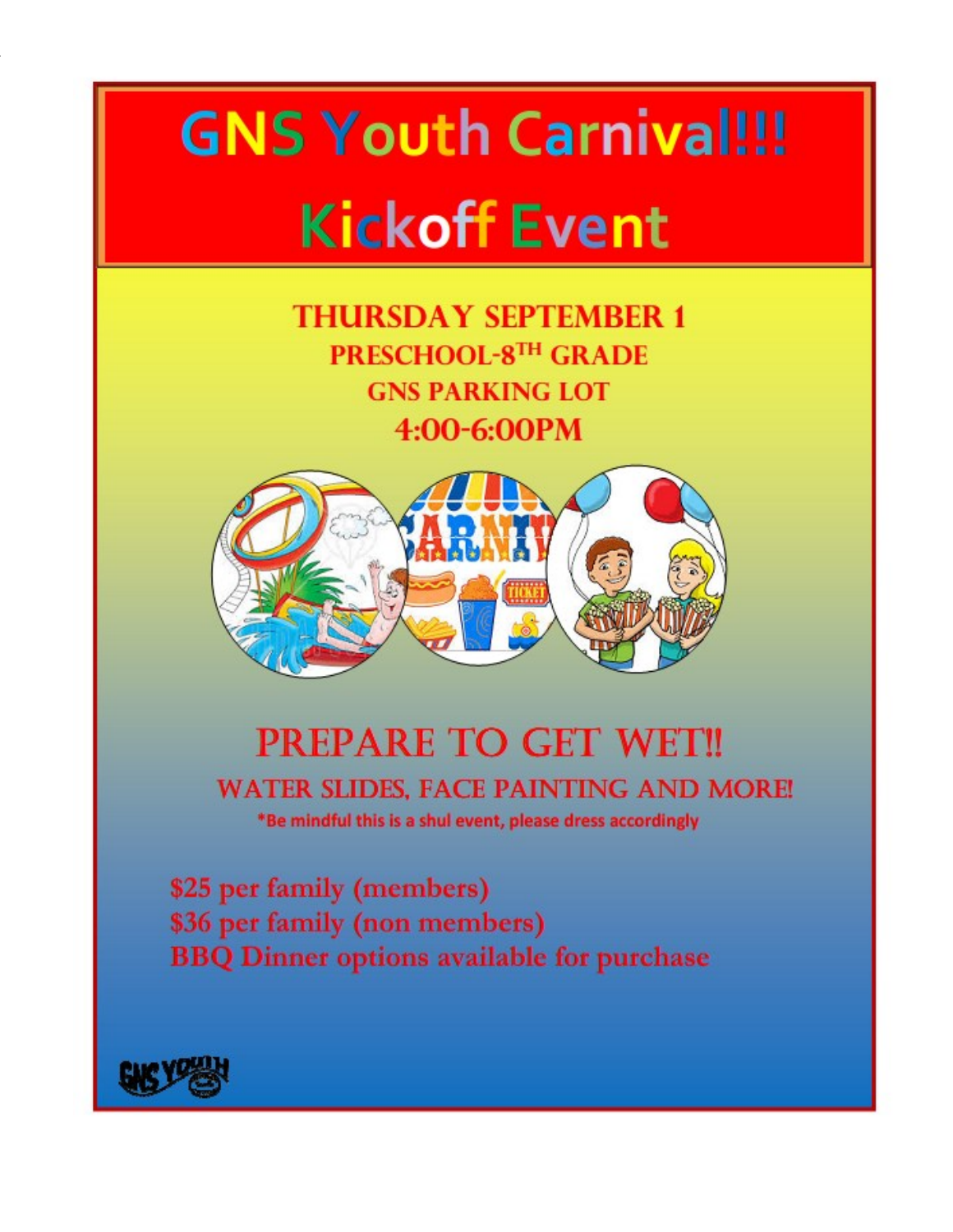# GNS Youth Carnival!!!

# Kickoff Event

**THURSDAY SEPTEMBER 1**

**PRESCHOOL-8TH GRADE**

**GNS PARKING LOT**

**4:00-6:00PM**

## PREPARE TO GET WET!!

**WATER SLIDES, FACE PAINTING AND MORE!**

*Be mindful this is a shul event, please dress accordingly

**$25 per family (members)**
**$36 per family (non members)**
**BBQ Dinner options available for purchase**

GNS YOUTH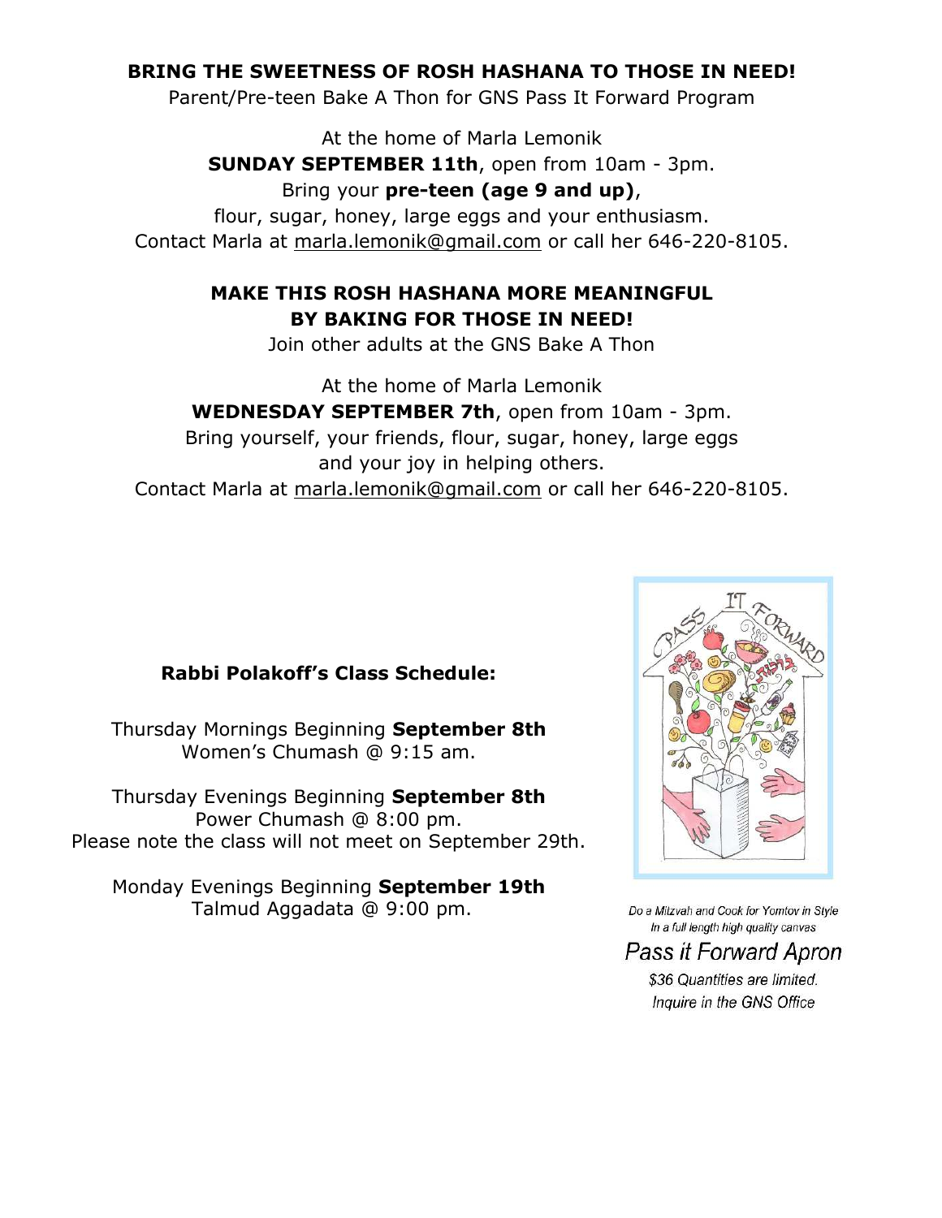**BRING THE SWEETNESS OF ROSH HASHANA TO THOSE IN NEED!**

Parent/Pre-teen Bake A Thon for GNS Pass It Forward Program

At the home of Marla Lemonik
**SUNDAY SEPTEMBER 11th**, open from 10am - 3pm.
Bring your **pre-teen (age 9 and up)**,
flour, sugar, honey, large eggs and your enthusiasm.
Contact Marla at marla.lemonik@gmail.com or call her 646-220-8105.

**MAKE THIS ROSH HASHANA MORE MEANINGFUL BY BAKING FOR THOSE IN NEED!**

Join other adults at the GNS Bake A Thon

At the home of Marla Lemonik
**WEDNESDAY SEPTEMBER 7th**, open from 10am - 3pm.
Bring yourself, your friends, flour, sugar, honey, large eggs and your joy in helping others.
Contact Marla at marla.lemonik@gmail.com or call her 646-220-8105.

**Rabbi Polakoff's Class Schedule:**

Thursday Mornings Beginning **September 8th**
Women's Chumash @ 9:15 am.

Thursday Evenings Beginning **September 8th**
Power Chumash @ 8:00 pm.
Please note the class will not meet on September 29th.

Monday Evenings Beginning **September 19th**
Talmud Aggadata @ 9:00 pm.

*Do a Mitzvah and Cook for Yomtov in Style*
*In a full length high quality canvas*

*Pass it Forward Apron*

*$36 Quantities are limited.*
*Inquire in the GNS Office*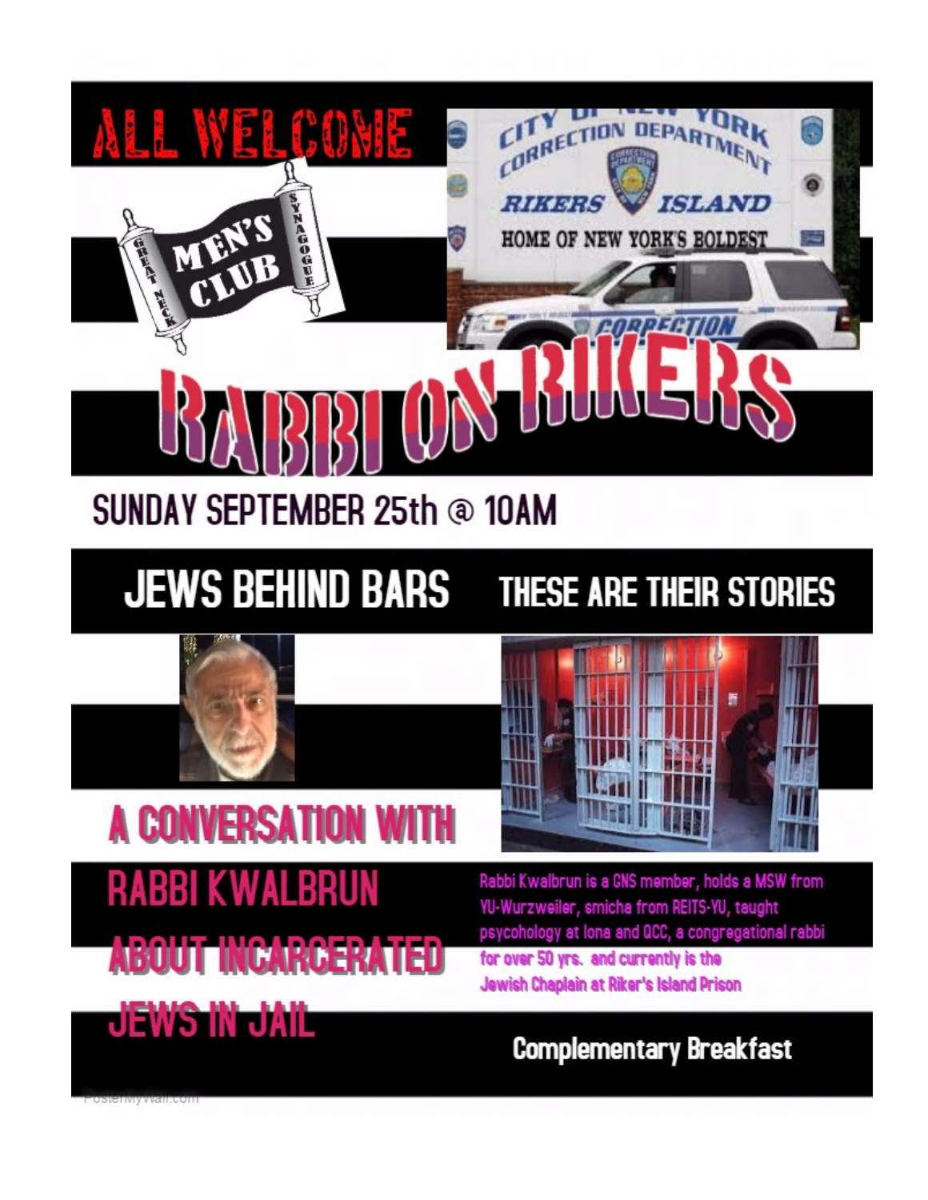# ALL WELCOME

GREAT NECK SYNAGOGUE MEN'S CLUB

# RABBI ON RIKERS

## SUNDAY SEPTEMBER 25th @ 10AM

## JEWS BEHIND BARS THESE ARE THEIR STORIES

## A CONVERSATION WITH RABBI KWALBRUN ABOUT INCARCERATED JEWS IN JAIL

Rabbi Kwalbrun is a GNS member, holds a MSW from YU-Wurzweiler, smicha from REITS-YU, taught psycohology at Iona and QCC, a congregational rabbi for over 50 yrs. and currently is the Jewish Chaplain at Riker's Island Prison

**Complementary Breakfast**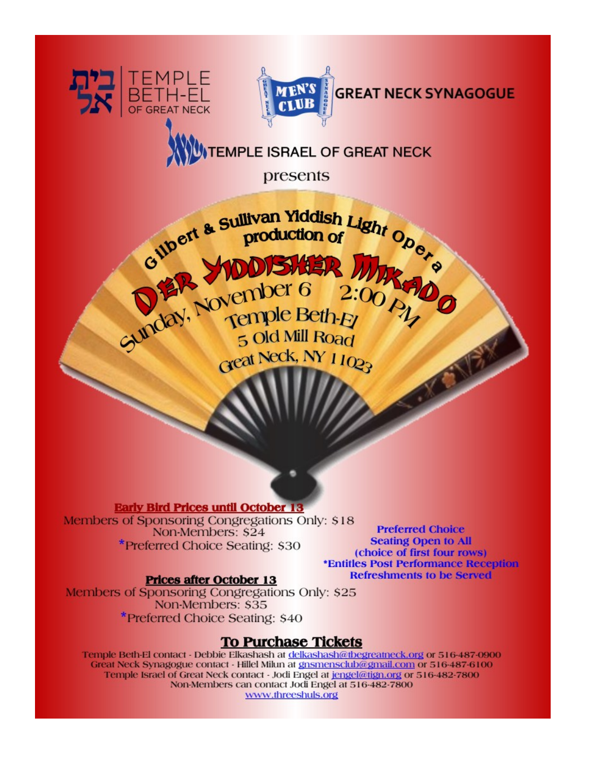בית אל | TEMPLE BETH-EL OF GREAT NECK

MEN'S CLUB — GREAT NECK SYNAGOGUE

TEMPLE ISRAEL OF GREAT NECK

presents

Gilbert & Sullivan Yiddish Light Opera production of

# DER YIDDISHER MIKADO

Sunday, November 6 2:00 PM

Temple Beth-El
5 Old Mill Road
Great Neck, NY 11023

**Early Bird Prices until October 13**

Members of Sponsoring Congregations Only: $18
Non-Members: $24
*Preferred Choice Seating: $30

**Prices after October 13**

Members of Sponsoring Congregations Only: $25
Non-Members: $35
*Preferred Choice Seating: $40

**Preferred Choice Seating Open to All (choice of first four rows)**
***Entitles Post Performance Reception Refreshments to be Served**

## To Purchase Tickets

Temple Beth-El contact - Debbie Elkashash at delkashash@tbegreatneck.org or 516-487-0900
Great Neck Synagogue contact - Hillel Milun at gnsmensclub@gmail.com or 516-487-6100
Temple Israel of Great Neck contact - Jodi Engel at jengel@tign.org or 516-482-7800
Non-Members can contact Jodi Engel at 516-482-7800
www.threeshuls.org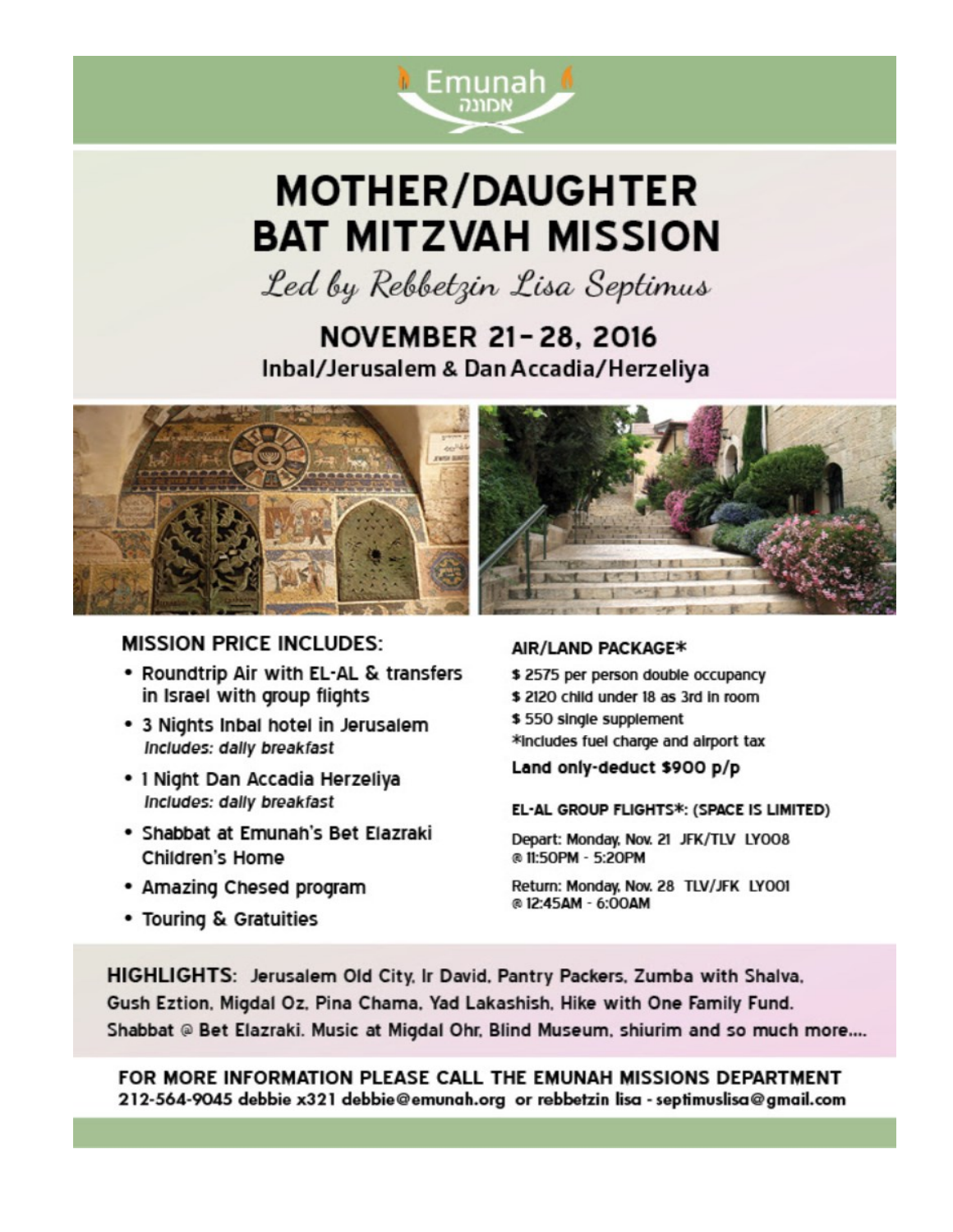Emunah
אמונה

# MOTHER/DAUGHTER BAT MITZVAH MISSION

*Led by Rebbetzin Lisa Septimus*

## NOVEMBER 21–28, 2016

### Inbal/Jerusalem & Dan Accadia/Herzeliya

## MISSION PRICE INCLUDES:

- Roundtrip Air with EL-AL & transfers in Israel with group flights
- 3 Nights Inbal hotel in Jerusalem
  *Includes: daily breakfast*
- 1 Night Dan Accadia Herzeliya
  *Includes: daily breakfast*
- Shabbat at Emunah's Bet Elazraki Children's Home
- Amazing Chesed program
- Touring & Gratuities

## AIR/LAND PACKAGE*

$ 2575 per person double occupancy
$ 2120 child under 18 as 3rd in room
$ 550 single supplement
*Includes fuel charge and airport tax

**Land only-deduct $900 p/p**

## EL-AL GROUP FLIGHTS*: (SPACE IS LIMITED)

Depart: Monday, Nov. 21 JFK/TLV LY008 @ 11:50PM - 5:20PM

Return: Monday, Nov. 28 TLV/JFK LY001 @ 12:45AM - 6:00AM

**HIGHLIGHTS:** Jerusalem Old City, Ir David, Pantry Packers, Zumba with Shalva, Gush Eztion, Migdal Oz, Pina Chama, Yad Lakashish, Hike with One Family Fund, Shabbat @ Bet Elazraki, Music at Migdal Ohr, Blind Museum, shiurim and so much more....

**FOR MORE INFORMATION PLEASE CALL THE EMUNAH MISSIONS DEPARTMENT**
**212-564-9045 debbie x321 debbie@emunah.org or rebbetzin lisa - septimuslisa@gmail.com**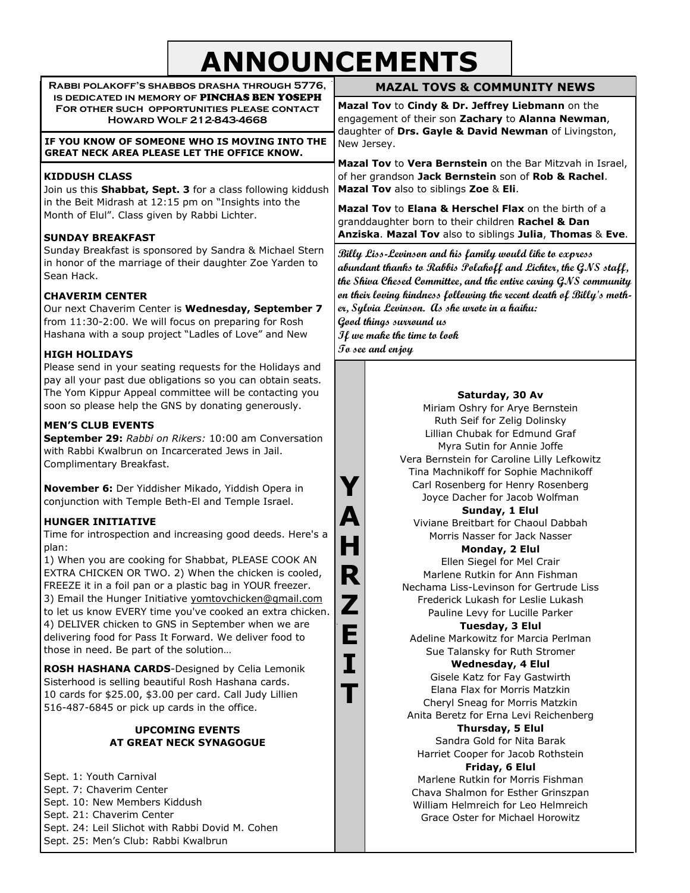# ANNOUNCEMENTS

**Rabbi Polakoff's Shabbos Drasha through 5776, is dedicated in memory of PINCHAS BEN YOSEPH**
**For other such opportunities please contact Howard Wolf 212-843-4668**

**IF YOU KNOW OF SOMEONE WHO IS MOVING INTO THE GREAT NECK AREA PLEASE LET THE OFFICE KNOW.**

### KIDDUSH CLASS

Join us this **Shabbat, Sept. 3** for a class following kiddush in the Beit Midrash at 12:15 pm on "Insights into the Month of Elul". Class given by Rabbi Lichter.

### SUNDAY BREAKFAST

Sunday Breakfast is sponsored by Sandra & Michael Stern in honor of the marriage of their daughter Zoe Yarden to Sean Hack.

### CHAVERIM CENTER

Our next Chaverim Center is **Wednesday, September 7** from 11:30-2:00. We will focus on preparing for Rosh Hashana with a soup project "Ladles of Love" and New

### HIGH HOLIDAYS

Please send in your seating requests for the Holidays and pay all your past due obligations so you can obtain seats. The Yom Kippur Appeal committee will be contacting you soon so please help the GNS by donating generously.

### MEN'S CLUB EVENTS

**September 29:** *Rabbi on Rikers:* 10:00 am Conversation with Rabbi Kwalbrun on Incarcerated Jews in Jail. Complimentary Breakfast.

**November 6:** Der Yiddisher Mikado, Yiddish Opera in conjunction with Temple Beth-El and Temple Israel.

### HUNGER INITIATIVE

Time for introspection and increasing good deeds. Here's a plan:
1) When you are cooking for Shabbat, PLEASE COOK AN EXTRA CHICKEN OR TWO. 2) When the chicken is cooled, FREEZE it in a foil pan or a plastic bag in YOUR freezer. 3) Email the Hunger Initiative yomtovchicken@gmail.com to let us know EVERY time you've cooked an extra chicken. 4) DELIVER chicken to GNS in September when we are delivering food for Pass It Forward. We deliver food to those in need. Be part of the solution…

**ROSH HASHANA CARDS**-Designed by Celia Lemonik Sisterhood is selling beautiful Rosh Hashana cards. 10 cards for $25.00, $3.00 per card. Call Judy Lillien 516-487-6845 or pick up cards in the office.

### UPCOMING EVENTS AT GREAT NECK SYNAGOGUE

Sept. 1: Youth Carnival
Sept. 7: Chaverim Center
Sept. 10: New Members Kiddush
Sept. 21: Chaverim Center
Sept. 24: Leil Slichot with Rabbi Dovid M. Cohen
Sept. 25: Men's Club: Rabbi Kwalbrun

## MAZAL TOVS & COMMUNITY NEWS

**Mazal Tov** to **Cindy & Dr. Jeffrey Liebmann** on the engagement of their son **Zachary** to **Alanna Newman**, daughter of **Drs. Gayle & David Newman** of Livingston, New Jersey.

**Mazal Tov** to **Vera Bernstein** on the Bar Mitzvah in Israel, of her grandson **Jack Bernstein** son of **Rob & Rachel**. **Mazal Tov** also to siblings **Zoe** & **Eli**.

**Mazal Tov** to **Elana & Herschel Flax** on the birth of a granddaughter born to their children **Rachel & Dan Anziska**. **Mazal Tov** also to siblings **Julia**, **Thomas** & **Eve**.

*Billy Liss-Levinson and his family would like to express abundant thanks to Rabbis Polakoff and Lichter, the GNS staff, the Shiva Chesed Committee, and the entire caring GNS community on their loving kindness following the recent death of Billy's mother, Sylvia Levinson. As she wrote in a haiku:*
*Good things surround us*
*If we make the time to look*
*To see and enjoy*

## YAHRZEIT

**Saturday, 30 Av**
Miriam Oshry for Arye Bernstein
Ruth Seif for Zelig Dolinsky
Lillian Chubak for Edmund Graf
Myra Sutin for Annie Joffe
Vera Bernstein for Caroline Lilly Lefkowitz
Tina Machnikoff for Sophie Machnikoff
Carl Rosenberg for Henry Rosenberg
Joyce Dacher for Jacob Wolfman

**Sunday, 1 Elul**
Viviane Breitbart for Chaoul Dabbah
Morris Nasser for Jack Nasser

**Monday, 2 Elul**
Ellen Siegel for Mel Crair
Marlene Rutkin for Ann Fishman
Nechama Liss-Levinson for Gertrude Liss
Frederick Lukash for Leslie Lukash
Pauline Levy for Lucille Parker

**Tuesday, 3 Elul**
Adeline Markowitz for Marcia Perlman
Sue Talansky for Ruth Stromer

**Wednesday, 4 Elul**
Gisele Katz for Fay Gastwirth
Elana Flax for Morris Matzkin
Cheryl Sneag for Morris Matzkin
Anita Beretz for Erna Levi Reichenberg

**Thursday, 5 Elul**
Sandra Gold for Nita Barak
Harriet Cooper for Jacob Rothstein

**Friday, 6 Elul**
Marlene Rutkin for Morris Fishman
Chava Shalmon for Esther Grinszpan
William Helmreich for Leo Helmreich
Grace Oster for Michael Horowitz